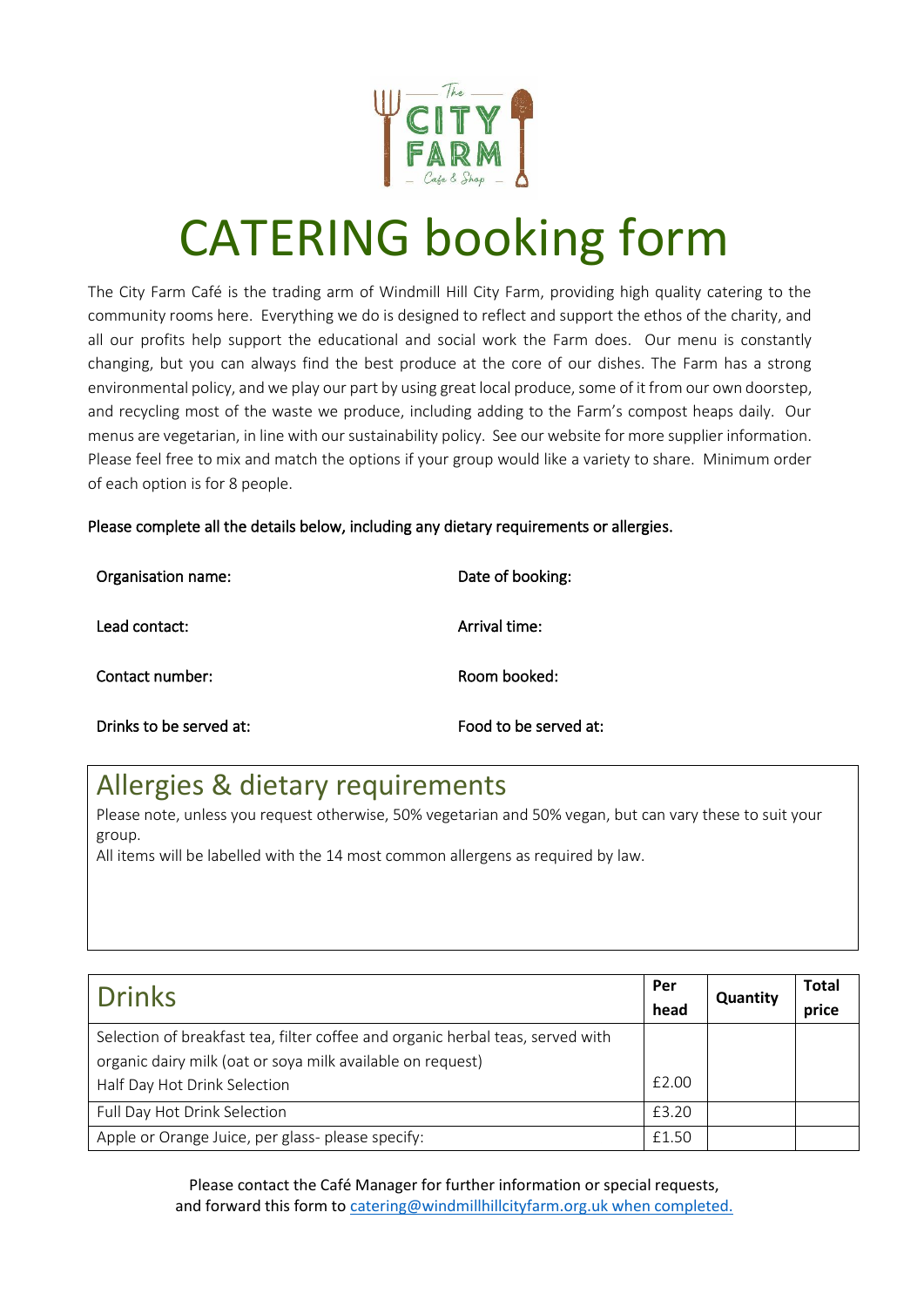# CATERING booking form

The City Farm Café is the trading arm of Windmill Hill City Farm, providing high quality catering to the community rooms here. Everything we do is designed to reflect and support the ethos of the charity, and all our profits help support the educational and social work the Farm does. Our menu is constantly changing, but you can always find the best produce at the core of our dishes. The Farm has a strong environmental policy, and we play our part by using great local produce, some of it from our own doorstep, and recycling most of the waste we produce, including adding to the Farm's compost heaps daily. Our menus are vegetarian, in line with our sustainability policy. See our website for more supplier information. Please feel free to mix and match the options if your group would like a variety to share. Minimum order of each option is for 8 people.

Please complete all the details below, including any dietary requirements or allergies.

| | |
|---|---|
| Organisation name: | Date of booking: |
| Lead contact: | Arrival time: |
| Contact number: | Room booked: |
| Drinks to be served at: | Food to be served at: |

## Allergies & dietary requirements

Please note, unless you request otherwise, 50% vegetarian and 50% vegan, but can vary these to suit your group.

All items will be labelled with the 14 most common allergens as required by law.

| Drinks | Per head | Quantity | Total price |
|---|---|---|---|
| Selection of breakfast tea, filter coffee and organic herbal teas, served with organic dairy milk (oat or soya milk available on request)<br>Half Day Hot Drink Selection | £2.00 | | |
| Full Day Hot Drink Selection | £3.20 | | |
| Apple or Orange Juice, per glass- please specify: | £1.50 | | |

Please contact the Café Manager for further information or special requests, and forward this form to catering@windmillhillcityfarm.org.uk when completed.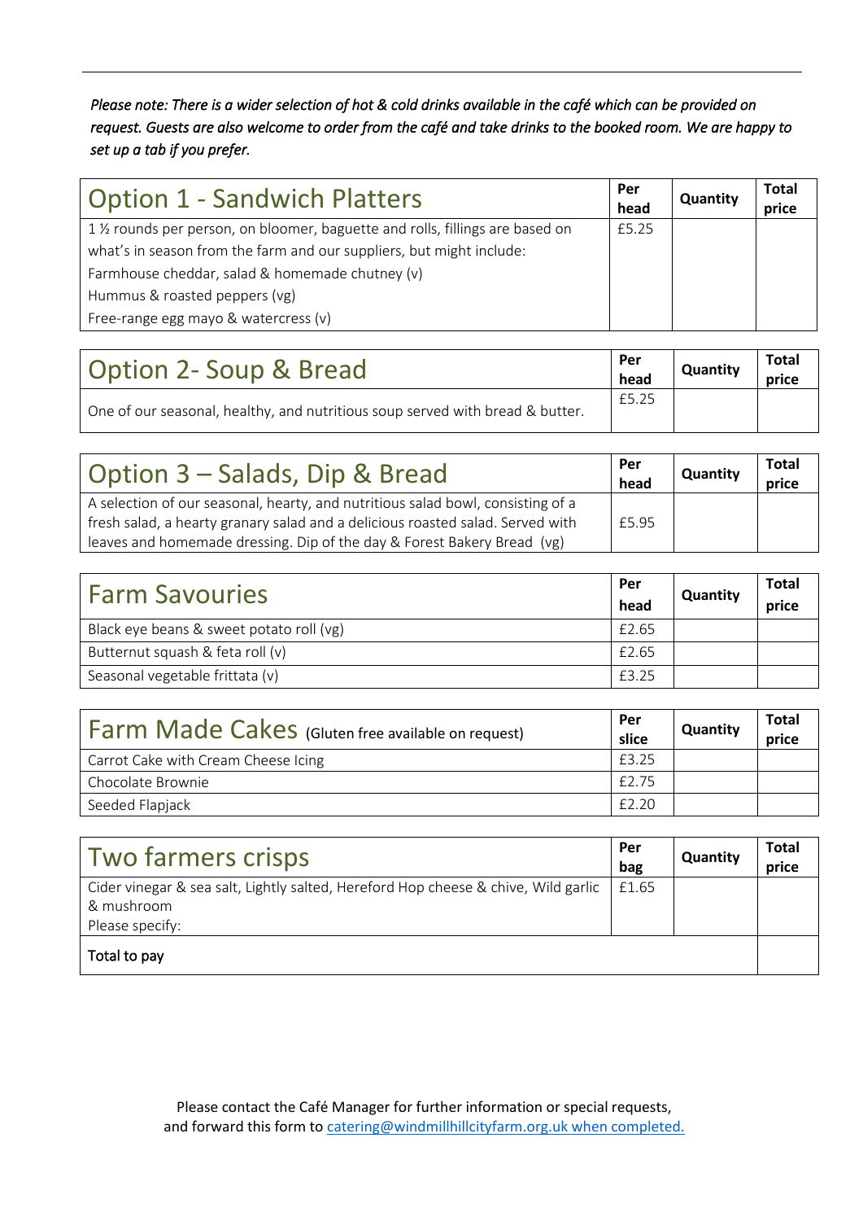*Please note: There is a wider selection of hot & cold drinks available in the café which can be provided on request. Guests are also welcome to order from the café and take drinks to the booked room. We are happy to set up a tab if you prefer.*

| Option 1 - Sandwich Platters | Per head | Quantity | Total price |
|---|---|---|---|
| 1 ½ rounds per person, on bloomer, baguette and rolls, fillings are based on what's in season from the farm and our suppliers, but might include:<br>Farmhouse cheddar, salad & homemade chutney (v)<br>Hummus & roasted peppers (vg)<br>Free-range egg mayo & watercress (v) | £5.25 | | |

| Option 2- Soup & Bread | Per head | Quantity | Total price |
|---|---|---|---|
| One of our seasonal, healthy, and nutritious soup served with bread & butter. | £5.25 | | |

| Option 3 – Salads, Dip & Bread | Per head | Quantity | Total price |
|---|---|---|---|
| A selection of our seasonal, hearty, and nutritious salad bowl, consisting of a fresh salad, a hearty granary salad and a delicious roasted salad. Served with leaves and homemade dressing. Dip of the day & Forest Bakery Bread (vg) | £5.95 | | |

| Farm Savouries | Per head | Quantity | Total price |
|---|---|---|---|
| Black eye beans & sweet potato roll (vg) | £2.65 | | |
| Butternut squash & feta roll (v) | £2.65 | | |
| Seasonal vegetable frittata (v) | £3.25 | | |

| Farm Made Cakes (Gluten free available on request) | Per slice | Quantity | Total price |
|---|---|---|---|
| Carrot Cake with Cream Cheese Icing | £3.25 | | |
| Chocolate Brownie | £2.75 | | |
| Seeded Flapjack | £2.20 | | |

| Two farmers crisps | Per bag | Quantity | Total price |
|---|---|---|---|
| Cider vinegar & sea salt, Lightly salted, Hereford Hop cheese & chive, Wild garlic & mushroom<br>Please specify: | £1.65 | | |
| Total to pay | | | |

Please contact the Café Manager for further information or special requests, and forward this form to catering@windmillhillcityfarm.org.uk when completed.